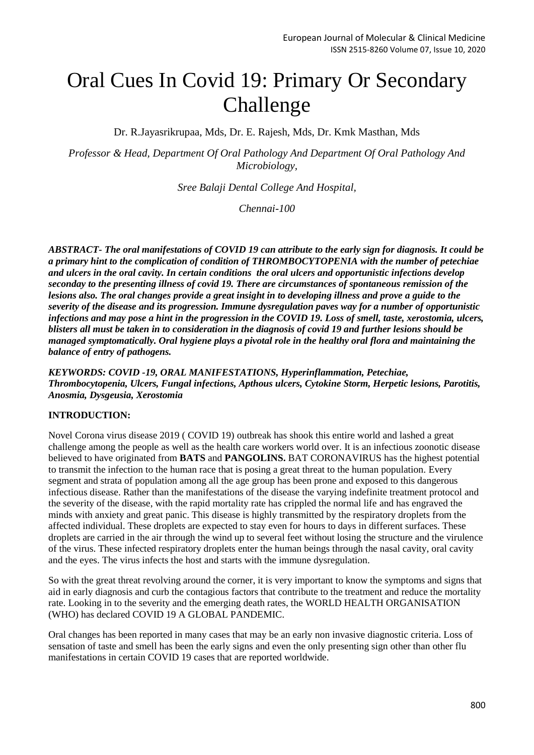# Oral Cues In Covid 19: Primary Or Secondary Challenge

Dr. R.Jayasrikrupaa, Mds, Dr. E. Rajesh, Mds, Dr. Kmk Masthan, Mds

*Professor & Head, Department Of Oral Pathology And Department Of Oral Pathology And Microbiology,*

*Sree Balaji Dental College And Hospital,*

*Chennai-100*

***ABSTRACT- The oral manifestations of COVID 19 can attribute to the early sign for diagnosis. It could be a primary hint to the complication of condition of THROMBOCYTOPENIA with the number of petechiae and ulcers in the oral cavity. In certain conditions the oral ulcers and opportunistic infections develop seconday to the presenting illness of covid 19. There are circumstances of spontaneous remission of the lesions also. The oral changes provide a great insight in to developing illness and prove a guide to the severity of the disease and its progression. Immune dysregulation paves way for a number of opportunistic infections and may pose a hint in the progression in the COVID 19. Loss of smell, taste, xerostomia, ulcers, blisters all must be taken in to consideration in the diagnosis of covid 19 and further lesions should be managed symptomatically. Oral hygiene plays a pivotal role in the healthy oral flora and maintaining the balance of entry of pathogens.***

***KEYWORDS: COVID -19, ORAL MANIFESTATIONS, Hyperinflammation, Petechiae, Thrombocytopenia, Ulcers, Fungal infections, Apthous ulcers, Cytokine Storm, Herpetic lesions, Parotitis, Anosmia, Dysgeusia, Xerostomia***

**INTRODUCTION:**

Novel Corona virus disease 2019 ( COVID 19) outbreak has shook this entire world and lashed a great challenge among the people as well as the health care workers world over. It is an infectious zoonotic disease believed to have originated from **BATS** and **PANGOLINS.** BAT CORONAVIRUS has the highest potential to transmit the infection to the human race that is posing a great threat to the human population. Every segment and strata of population among all the age group has been prone and exposed to this dangerous infectious disease. Rather than the manifestations of the disease the varying indefinite treatment protocol and the severity of the disease, with the rapid mortality rate has crippled the normal life and has engraved the minds with anxiety and great panic. This disease is highly transmitted by the respiratory droplets from the affected individual. These droplets are expected to stay even for hours to days in different surfaces. These droplets are carried in the air through the wind up to several feet without losing the structure and the virulence of the virus. These infected respiratory droplets enter the human beings through the nasal cavity, oral cavity and the eyes. The virus infects the host and starts with the immune dysregulation.

So with the great threat revolving around the corner, it is very important to know the symptoms and signs that aid in early diagnosis and curb the contagious factors that contribute to the treatment and reduce the mortality rate. Looking in to the severity and the emerging death rates, the WORLD HEALTH ORGANISATION (WHO) has declared COVID 19 A GLOBAL PANDEMIC.

Oral changes has been reported in many cases that may be an early non invasive diagnostic criteria. Loss of sensation of taste and smell has been the early signs and even the only presenting sign other than other flu manifestations in certain COVID 19 cases that are reported worldwide.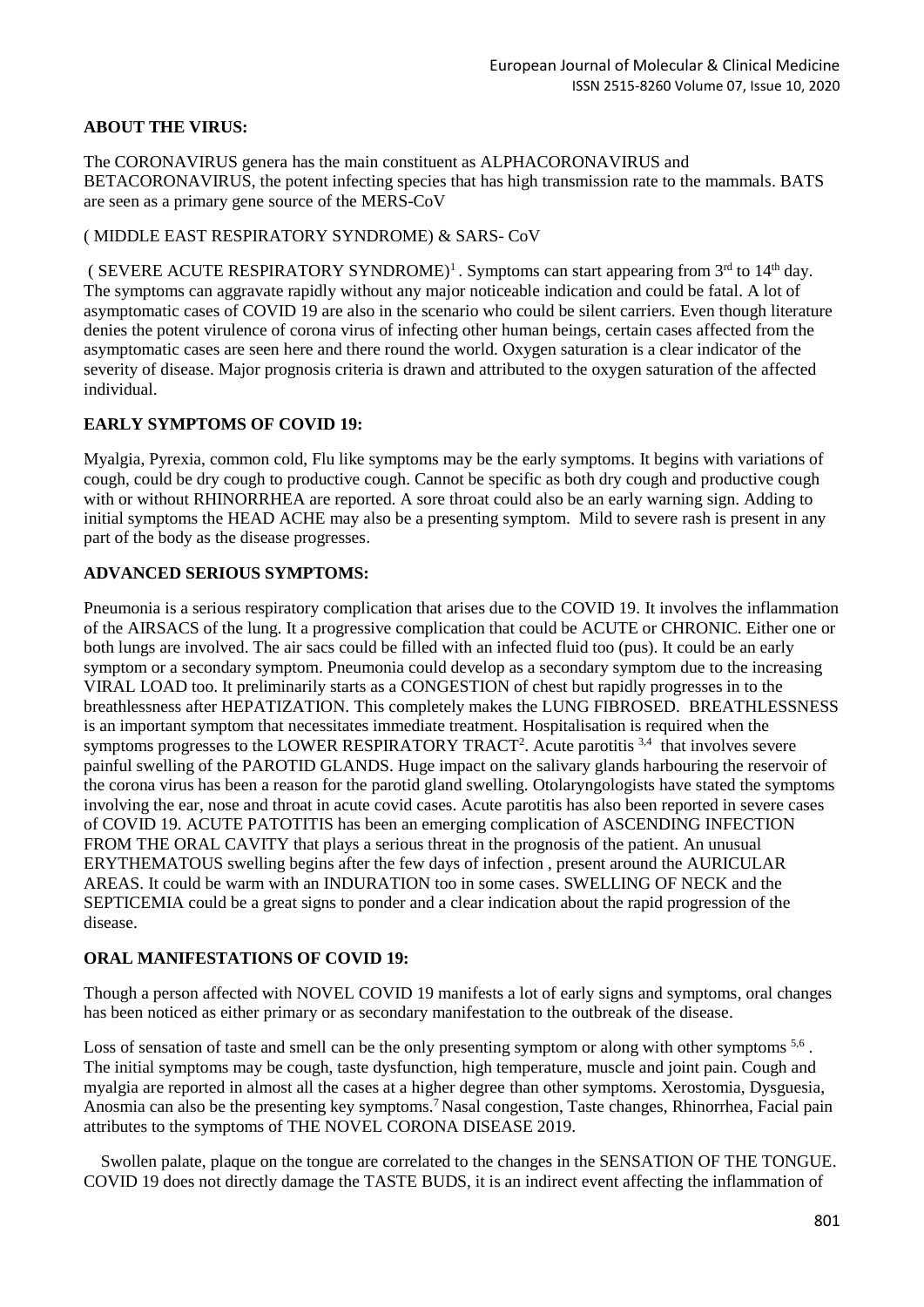**ABOUT THE VIRUS:**

The CORONAVIRUS genera has the main constituent as ALPHACORONAVIRUS and BETACORONAVIRUS, the potent infecting species that has high transmission rate to the mammals. BATS are seen as a primary gene source of the MERS-CoV

( MIDDLE EAST RESPIRATORY SYNDROME) & SARS- CoV

( SEVERE ACUTE RESPIRATORY SYNDROME)[1] . Symptoms can start appearing from 3rd to 14th day. The symptoms can aggravate rapidly without any major noticeable indication and could be fatal. A lot of asymptomatic cases of COVID 19 are also in the scenario who could be silent carriers. Even though literature denies the potent virulence of corona virus of infecting other human beings, certain cases affected from the asymptomatic cases are seen here and there round the world. Oxygen saturation is a clear indicator of the severity of disease. Major prognosis criteria is drawn and attributed to the oxygen saturation of the affected individual.

**EARLY SYMPTOMS OF COVID 19:**

Myalgia, Pyrexia, common cold, Flu like symptoms may be the early symptoms. It begins with variations of cough, could be dry cough to productive cough. Cannot be specific as both dry cough and productive cough with or without RHINORRHEA are reported. A sore throat could also be an early warning sign. Adding to initial symptoms the HEAD ACHE may also be a presenting symptom. Mild to severe rash is present in any part of the body as the disease progresses.

**ADVANCED SERIOUS SYMPTOMS:**

Pneumonia is a serious respiratory complication that arises due to the COVID 19. It involves the inflammation of the AIRSACS of the lung. It a progressive complication that could be ACUTE or CHRONIC. Either one or both lungs are involved. The air sacs could be filled with an infected fluid too (pus). It could be an early symptom or a secondary symptom. Pneumonia could develop as a secondary symptom due to the increasing VIRAL LOAD too. It preliminarily starts as a CONGESTION of chest but rapidly progresses in to the breathlessness after HEPATIZATION. This completely makes the LUNG FIBROSED. BREATHLESSNESS is an important symptom that necessitates immediate treatment. Hospitalisation is required when the symptoms progresses to the LOWER RESPIRATORY TRACT[2]. Acute parotitis [3,4] that involves severe painful swelling of the PAROTID GLANDS. Huge impact on the salivary glands harbouring the reservoir of the corona virus has been a reason for the parotid gland swelling. Otolaryngologists have stated the symptoms involving the ear, nose and throat in acute covid cases. Acute parotitis has also been reported in severe cases of COVID 19. ACUTE PATOTITIS has been an emerging complication of ASCENDING INFECTION FROM THE ORAL CAVITY that plays a serious threat in the prognosis of the patient. An unusual ERYTHEMATOUS swelling begins after the few days of infection , present around the AURICULAR AREAS. It could be warm with an INDURATION too in some cases. SWELLING OF NECK and the SEPTICEMIA could be a great signs to ponder and a clear indication about the rapid progression of the disease.

**ORAL MANIFESTATIONS OF COVID 19:**

Though a person affected with NOVEL COVID 19 manifests a lot of early signs and symptoms, oral changes has been noticed as either primary or as secondary manifestation to the outbreak of the disease.

Loss of sensation of taste and smell can be the only presenting symptom or along with other symptoms [5,6] . The initial symptoms may be cough, taste dysfunction, high temperature, muscle and joint pain. Cough and myalgia are reported in almost all the cases at a higher degree than other symptoms. Xerostomia, Dysguesia, Anosmia can also be the presenting key symptoms.[7] Nasal congestion, Taste changes, Rhinorrhea, Facial pain attributes to the symptoms of THE NOVEL CORONA DISEASE 2019.

Swollen palate, plaque on the tongue are correlated to the changes in the SENSATION OF THE TONGUE. COVID 19 does not directly damage the TASTE BUDS, it is an indirect event affecting the inflammation of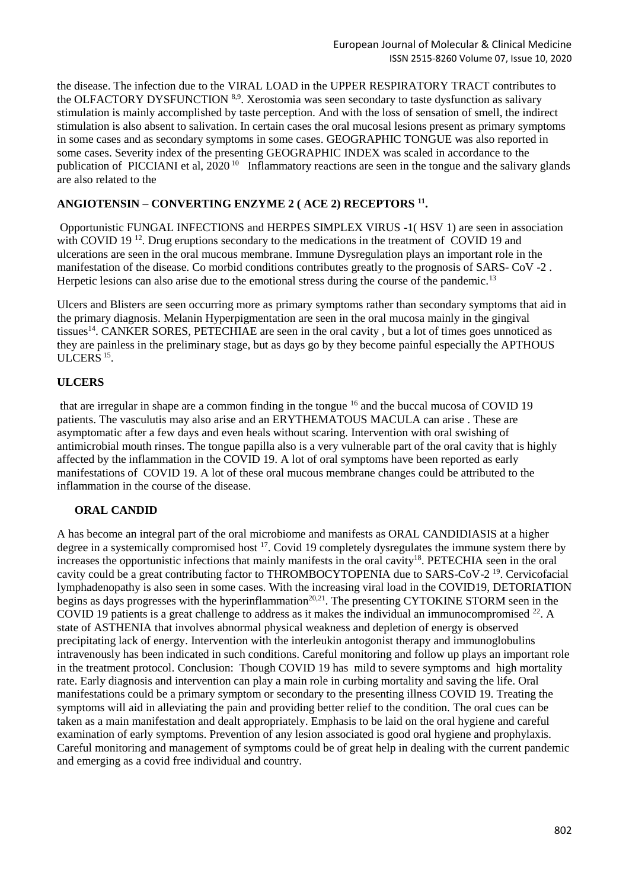the disease. The infection due to the VIRAL LOAD in the UPPER RESPIRATORY TRACT contributes to the OLFACTORY DYSFUNCTION [8,9]. Xerostomia was seen secondary to taste dysfunction as salivary stimulation is mainly accomplished by taste perception. And with the loss of sensation of smell, the indirect stimulation is also absent to salivation. In certain cases the oral mucosal lesions present as primary symptoms in some cases and as secondary symptoms in some cases. GEOGRAPHIC TONGUE was also reported in some cases. Severity index of the presenting GEOGRAPHIC INDEX was scaled in accordance to the publication of PICCIANI et al, 2020 [10] Inflammatory reactions are seen in the tongue and the salivary glands are also related to the

**ANGIOTENSIN – CONVERTING ENZYME 2 ( ACE 2) RECEPTORS [11].**

Opportunistic FUNGAL INFECTIONS and HERPES SIMPLEX VIRUS -1( HSV 1) are seen in association with COVID 19 [12]. Drug eruptions secondary to the medications in the treatment of COVID 19 and ulcerations are seen in the oral mucous membrane. Immune Dysregulation plays an important role in the manifestation of the disease. Co morbid conditions contributes greatly to the prognosis of SARS- CoV -2 . Herpetic lesions can also arise due to the emotional stress during the course of the pandemic.[13]

Ulcers and Blisters are seen occurring more as primary symptoms rather than secondary symptoms that aid in the primary diagnosis. Melanin Hyperpigmentation are seen in the oral mucosa mainly in the gingival tissues[14]. CANKER SORES, PETECHIAE are seen in the oral cavity , but a lot of times goes unnoticed as they are painless in the preliminary stage, but as days go by they become painful especially the APTHOUS ULCERS [15].

**ULCERS**

that are irregular in shape are a common finding in the tongue [16] and the buccal mucosa of COVID 19 patients. The vasculutis may also arise and an ERYTHEMATOUS MACULA can arise . These are asymptomatic after a few days and even heals without scaring. Intervention with oral swishing of antimicrobial mouth rinses. The tongue papilla also is a very vulnerable part of the oral cavity that is highly affected by the inflammation in the COVID 19. A lot of oral symptoms have been reported as early manifestations of COVID 19. A lot of these oral mucous membrane changes could be attributed to the inflammation in the course of the disease.

**ORAL CANDID**

A has become an integral part of the oral microbiome and manifests as ORAL CANDIDIASIS at a higher degree in a systemically compromised host [17]. Covid 19 completely dysregulates the immune system there by increases the opportunistic infections that mainly manifests in the oral cavity[18]. PETECHIA seen in the oral cavity could be a great contributing factor to THROMBOCYTOPENIA due to SARS-CoV-2 [19]. Cervicofacial lymphadenopathy is also seen in some cases. With the increasing viral load in the COVID19, DETORIATION begins as days progresses with the hyperinflammation[20,21]. The presenting CYTOKINE STORM seen in the COVID 19 patients is a great challenge to address as it makes the individual an immunocompromised [22]. A state of ASTHENIA that involves abnormal physical weakness and depletion of energy is observed precipitating lack of energy. Intervention with the interleukin antogonist therapy and immunoglobulins intravenously has been indicated in such conditions. Careful monitoring and follow up plays an important role in the treatment protocol. Conclusion: Though COVID 19 has mild to severe symptoms and high mortality rate. Early diagnosis and intervention can play a main role in curbing mortality and saving the life. Oral manifestations could be a primary symptom or secondary to the presenting illness COVID 19. Treating the symptoms will aid in alleviating the pain and providing better relief to the condition. The oral cues can be taken as a main manifestation and dealt appropriately. Emphasis to be laid on the oral hygiene and careful examination of early symptoms. Prevention of any lesion associated is good oral hygiene and prophylaxis. Careful monitoring and management of symptoms could be of great help in dealing with the current pandemic and emerging as a covid free individual and country.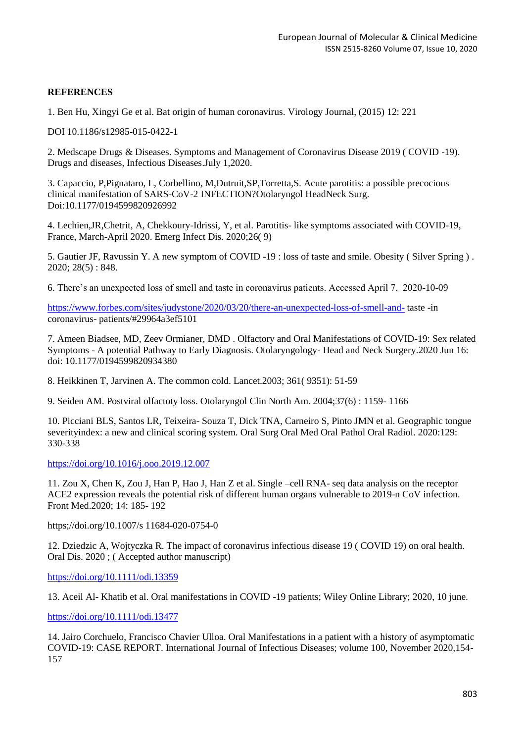**REFERENCES**

1. Ben Hu, Xingyi Ge et al. Bat origin of human coronavirus. Virology Journal, (2015) 12: 221

DOI 10.1186/s12985-015-0422-1

2. Medscape Drugs & Diseases. Symptoms and Management of Coronavirus Disease 2019 ( COVID -19). Drugs and diseases, Infectious Diseases.July 1,2020.

3. Capaccio, P,Pignataro, L, Corbellino, M,Dutruit,SP,Torretta,S. Acute parotitis: a possible precocious clinical manifestation of SARS-CoV-2 INFECTION?Otolaryngol HeadNeck Surg. Doi:10.1177/0194599820926992

4. Lechien,JR,Chetrit, A, Chekkoury-Idrissi, Y, et al. Parotitis- like symptoms associated with COVID-19, France, March-April 2020. Emerg Infect Dis. 2020;26( 9)

5. Gautier JF, Ravussin Y. A new symptom of COVID -19 : loss of taste and smile. Obesity ( Silver Spring ) . 2020; 28(5) : 848.

6. There's an unexpected loss of smell and taste in coronavirus patients. Accessed April 7, 2020-10-09

https://www.forbes.com/sites/judystone/2020/03/20/there-an-unexpected-loss-of-smell-and- taste -in coronavirus- patients/#29964a3ef5101

7. Ameen Biadsee, MD, Zeev Ormianer, DMD . Olfactory and Oral Manifestations of COVID-19: Sex related Symptoms - A potential Pathway to Early Diagnosis. Otolaryngology- Head and Neck Surgery.2020 Jun 16: doi: 10.1177/0194599820934380

8. Heikkinen T, Jarvinen A. The common cold. Lancet.2003; 361( 9351): 51-59

9. Seiden AM. Postviral olfactoty loss. Otolaryngol Clin North Am. 2004;37(6) : 1159- 1166

10. Picciani BLS, Santos LR, Teixeira- Souza T, Dick TNA, Carneiro S, Pinto JMN et al. Geographic tongue severityindex: a new and clinical scoring system. Oral Surg Oral Med Oral Pathol Oral Radiol. 2020:129: 330-338

https://doi.org/10.1016/j.ooo.2019.12.007

11. Zou X, Chen K, Zou J, Han P, Hao J, Han Z et al. Single –cell RNA- seq data analysis on the receptor ACE2 expression reveals the potential risk of different human organs vulnerable to 2019-n CoV infection. Front Med.2020; 14: 185- 192

https;//doi.org/10.1007/s 11684-020-0754-0

12. Dziedzic A, Wojtyczka R. The impact of coronavirus infectious disease 19 ( COVID 19) on oral health. Oral Dis. 2020 ; ( Accepted author manuscript)

https://doi.org/10.1111/odi.13359

13. Aceil Al- Khatib et al. Oral manifestations in COVID -19 patients; Wiley Online Library; 2020, 10 june.

https://doi.org/10.1111/odi.13477

14. Jairo Corchuelo, Francisco Chavier Ulloa. Oral Manifestations in a patient with a history of asymptomatic COVID-19: CASE REPORT. International Journal of Infectious Diseases; volume 100, November 2020,154- 157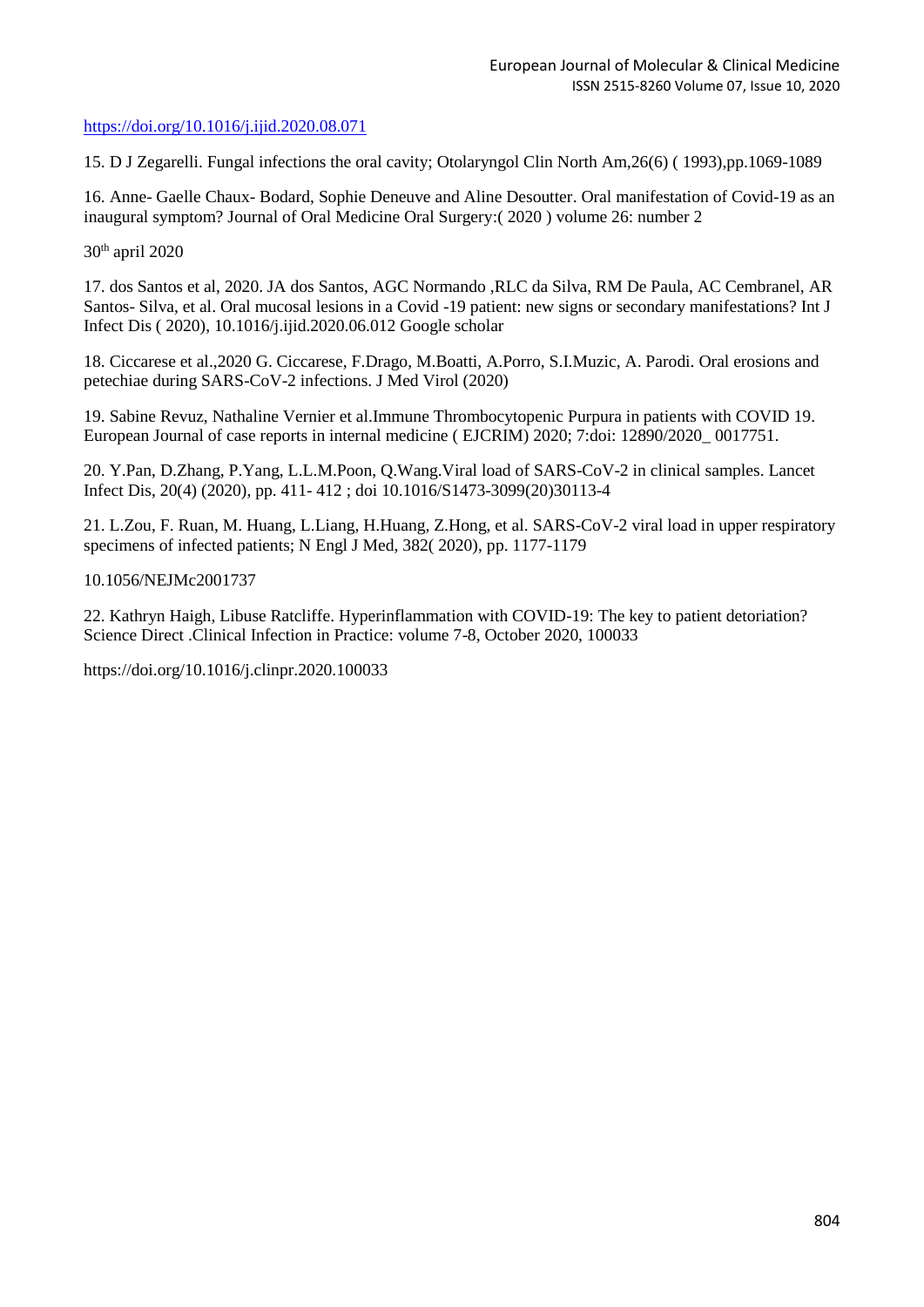https://doi.org/10.1016/j.ijid.2020.08.071

15. D J Zegarelli. Fungal infections the oral cavity; Otolaryngol Clin North Am,26(6) ( 1993),pp.1069-1089

16. Anne- Gaelle Chaux- Bodard, Sophie Deneuve and Aline Desoutter. Oral manifestation of Covid-19 as an inaugural symptom? Journal of Oral Medicine Oral Surgery:( 2020 ) volume 26: number 2

30th april 2020

17. dos Santos et al, 2020. JA dos Santos, AGC Normando ,RLC da Silva, RM De Paula, AC Cembranel, AR Santos- Silva, et al. Oral mucosal lesions in a Covid -19 patient: new signs or secondary manifestations? Int J Infect Dis ( 2020), 10.1016/j.ijid.2020.06.012 Google scholar

18. Ciccarese et al.,2020 G. Ciccarese, F.Drago, M.Boatti, A.Porro, S.I.Muzic, A. Parodi. Oral erosions and petechiae during SARS-CoV-2 infections. J Med Virol (2020)

19. Sabine Revuz, Nathaline Vernier et al.Immune Thrombocytopenic Purpura in patients with COVID 19. European Journal of case reports in internal medicine ( EJCRIM) 2020; 7:doi: 12890/2020_ 0017751.

20. Y.Pan, D.Zhang, P.Yang, L.L.M.Poon, Q.Wang.Viral load of SARS-CoV-2 in clinical samples. Lancet Infect Dis, 20(4) (2020), pp. 411- 412 ; doi 10.1016/S1473-3099(20)30113-4

21. L.Zou, F. Ruan, M. Huang, L.Liang, H.Huang, Z.Hong, et al. SARS-CoV-2 viral load in upper respiratory specimens of infected patients; N Engl J Med, 382( 2020), pp. 1177-1179

10.1056/NEJMc2001737

22. Kathryn Haigh, Libuse Ratcliffe. Hyperinflammation with COVID-19: The key to patient detoriation? Science Direct .Clinical Infection in Practice: volume 7-8, October 2020, 100033

https://doi.org/10.1016/j.clinpr.2020.100033